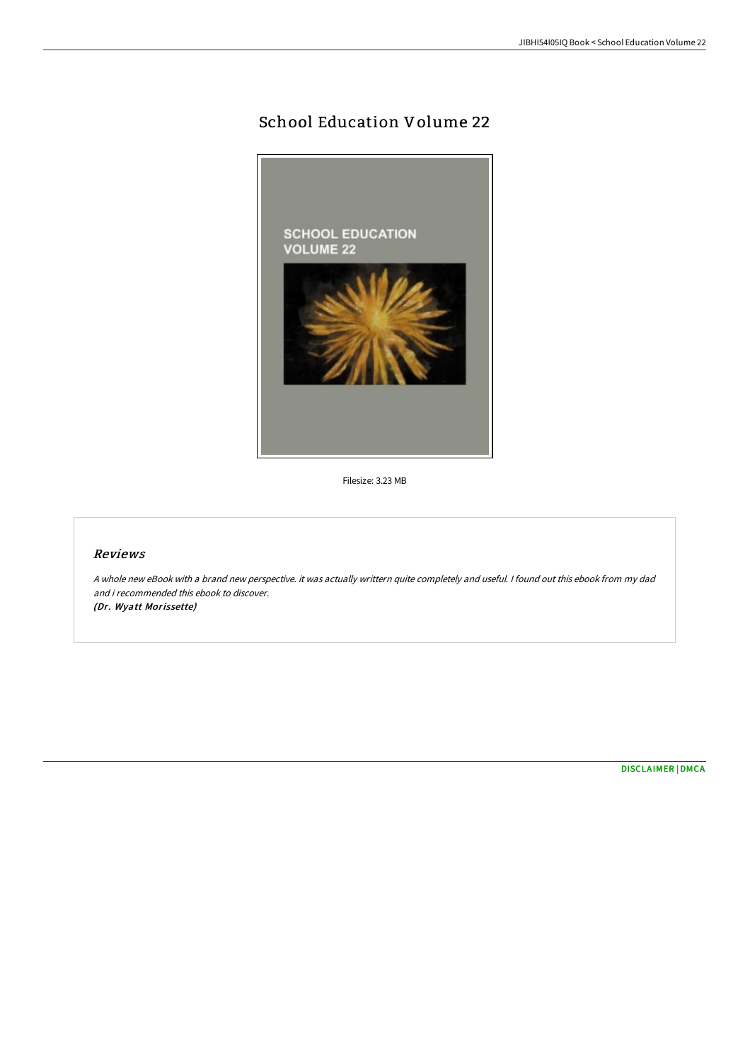# School Education Volume 22

Filesize: 3.23 MB

## *Reviews*

*A whole new eBook with a brand new perspective. it was actually writtern quite completely and useful. I found out this ebook from my dad and i recommended this ebook to discover.*
***(Dr. Wyatt Morissette)***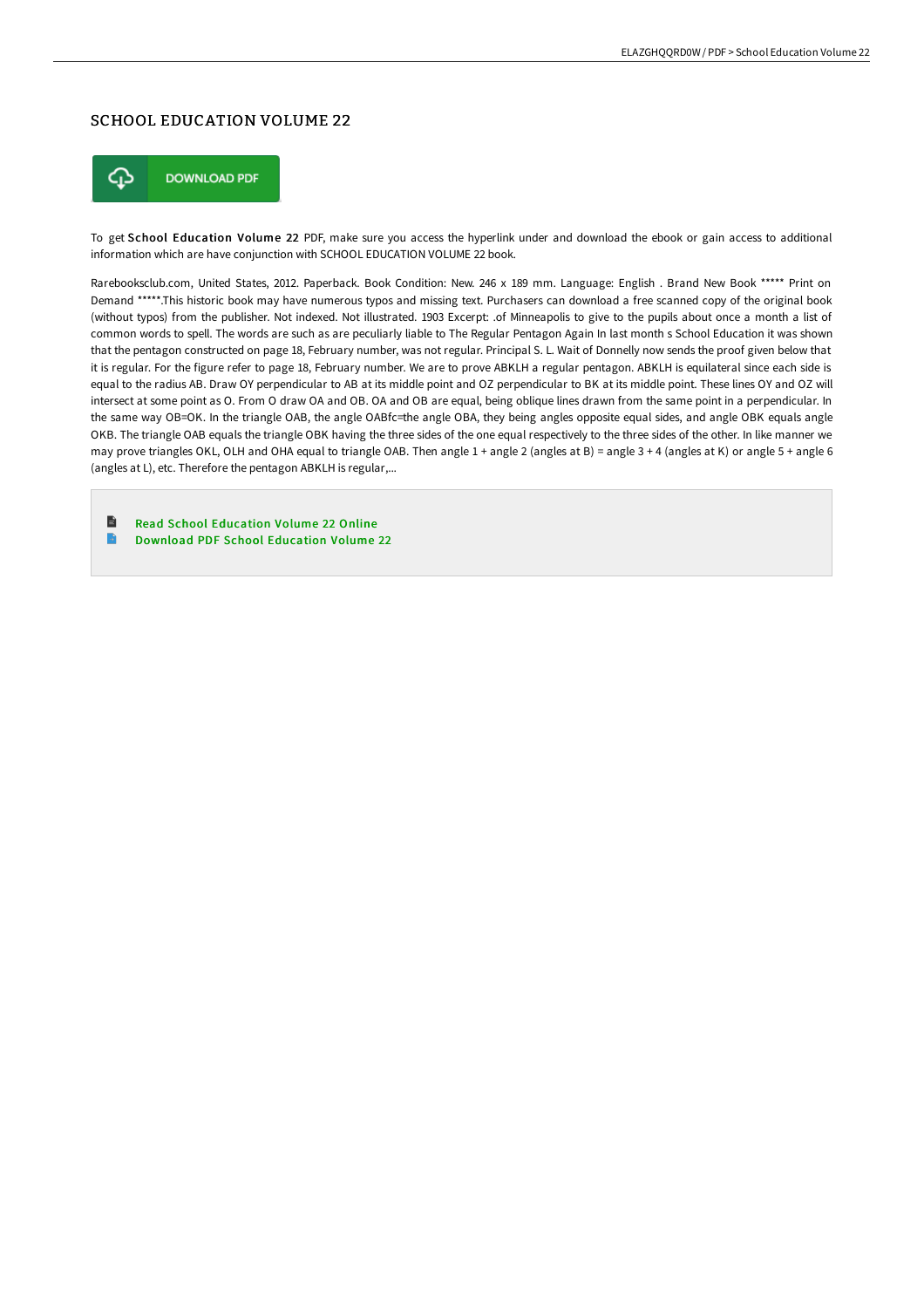## SCHOOL EDUCATION VOLUME 22

DOWNLOAD PDF

To get **School Education Volume 22** PDF, make sure you access the hyperlink under and download the ebook or gain access to additional information which are have conjunction with SCHOOL EDUCATION VOLUME 22 book.

Rarebooksclub.com, United States, 2012. Paperback. Book Condition: New. 246 x 189 mm. Language: English . Brand New Book ***** Print on Demand *****.This historic book may have numerous typos and missing text. Purchasers can download a free scanned copy of the original book (without typos) from the publisher. Not indexed. Not illustrated. 1903 Excerpt: .of Minneapolis to give to the pupils about once a month a list of common words to spell. The words are such as are peculiarly liable to The Regular Pentagon Again In last month s School Education it was shown that the pentagon constructed on page 18, February number, was not regular. Principal S. L. Wait of Donnelly now sends the proof given below that it is regular. For the figure refer to page 18, February number. We are to prove ABKLH a regular pentagon. ABKLH is equilateral since each side is equal to the radius AB. Draw OY perpendicular to AB at its middle point and OZ perpendicular to BK at its middle point. These lines OY and OZ will intersect at some point as O. From O draw OA and OB. OA and OB are equal, being oblique lines drawn from the same point in a perpendicular. In the same way OB=OK. In the triangle OAB, the angle OABfc=the angle OBA, they being angles opposite equal sides, and angle OBK equals angle OKB. The triangle OAB equals the triangle OBK having the three sides of the one equal respectively to the three sides of the other. In like manner we may prove triangles OKL, OLH and OHA equal to triangle OAB. Then angle 1 + angle 2 (angles at B) = angle 3 + 4 (angles at K) or angle 5 + angle 6 (angles at L), etc. Therefore the pentagon ABKLH is regular,...

- Read School Education Volume 22 Online
- Download PDF School Education Volume 22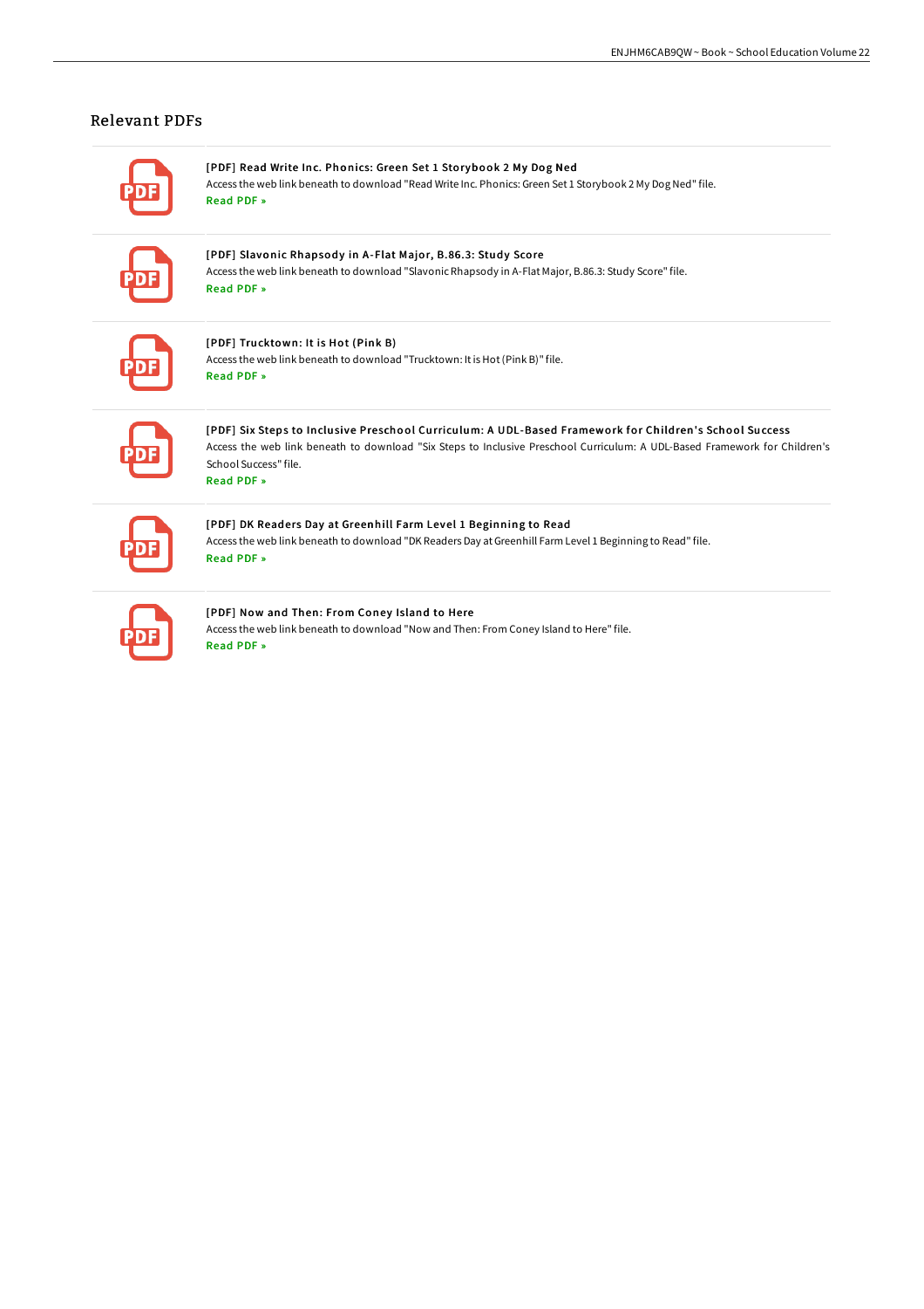## Relevant PDFs

**[PDF] Read Write Inc. Phonics: Green Set 1 Storybook 2 My Dog Ned**
Access the web link beneath to download "Read Write Inc. Phonics: Green Set 1 Storybook 2 My Dog Ned" file.
Read PDF »

**[PDF] Slavonic Rhapsody in A-Flat Major, B.86.3: Study Score**
Access the web link beneath to download "Slavonic Rhapsody in A-Flat Major, B.86.3: Study Score" file.
Read PDF »

**[PDF] Trucktown: It is Hot (Pink B)**
Access the web link beneath to download "Trucktown: It is Hot (Pink B)" file.
Read PDF »

**[PDF] Six Steps to Inclusive Preschool Curriculum: A UDL-Based Framework for Children's School Success**
Access the web link beneath to download "Six Steps to Inclusive Preschool Curriculum: A UDL-Based Framework for Children's School Success" file.
Read PDF »

**[PDF] DK Readers Day at Greenhill Farm Level 1 Beginning to Read**
Access the web link beneath to download "DK Readers Day at Greenhill Farm Level 1 Beginning to Read" file.
Read PDF »

**[PDF] Now and Then: From Coney Island to Here**
Access the web link beneath to download "Now and Then: From Coney Island to Here" file.
Read PDF »